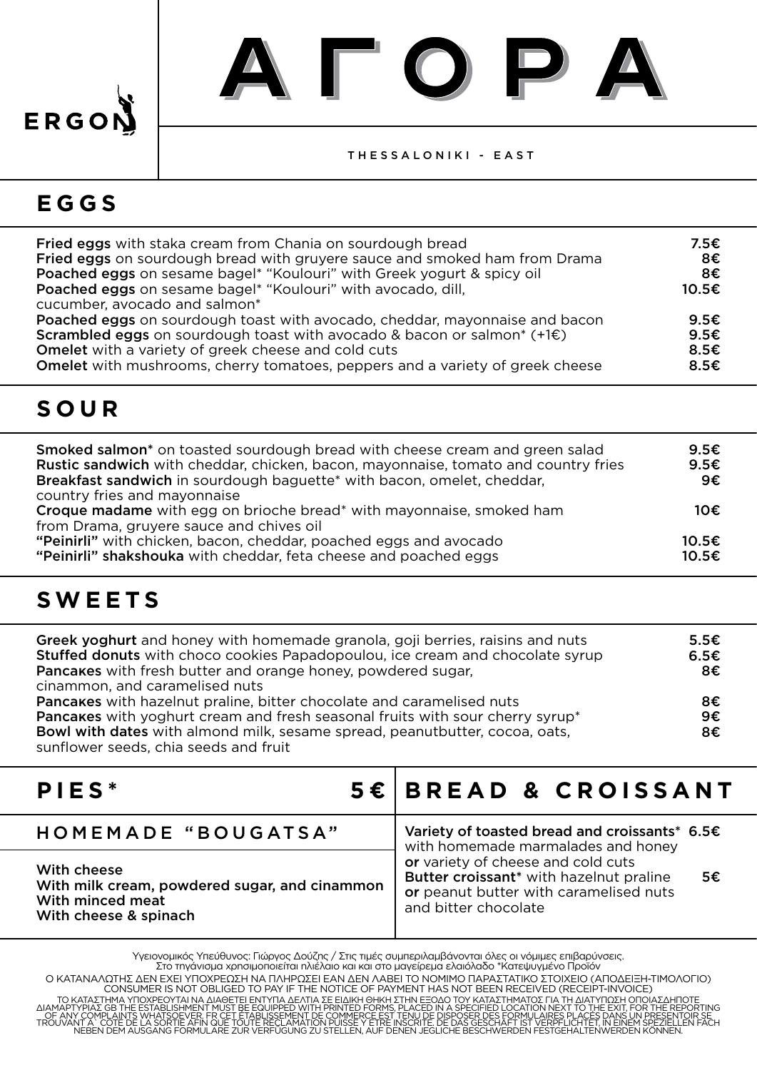ERGON

# ΑΓΟΡΑ

THESSALONIKI - EAST

## EGGS

| | |
|---|---|
| **Fried eggs** with staka cream from Chania on sourdough bread | 7.5€ |
| **Fried eggs** on sourdough bread with gruyere sauce and smoked ham from Drama | 8€ |
| **Poached eggs** on sesame bagel* "Koulouri" with Greek yogurt & spicy oil | 8€ |
| **Poached eggs** on sesame bagel* "Koulouri" with avocado, dill, cucumber, avocado and salmon* | 10.5€ |
| **Poached eggs** on sourdough toast with avocado, cheddar, mayonnaise and bacon | 9.5€ |
| **Scrambled eggs** on sourdough toast with avocado & bacon or salmon* (+1€) | 9.5€ |
| **Omelet** with a variety of greek cheese and cold cuts | 8.5€ |
| **Omelet** with mushrooms, cherry tomatoes, peppers and a variety of greek cheese | 8.5€ |

## SOUR

| | |
|---|---|
| **Smoked salmon*** on toasted sourdough bread with cheese cream and green salad | 9.5€ |
| **Rustic sandwich** with cheddar, chicken, bacon, mayonnaise, tomato and country fries | 9.5€ |
| **Breakfast sandwich** in sourdough baguette* with bacon, omelet, cheddar, country fries and mayonnaise | 9€ |
| **Croque madame** with egg on brioche bread* with mayonnaise, smoked ham from Drama, gruyere sauce and chives oil | 10€ |
| **"Peinirli"** with chicken, bacon, cheddar, poached eggs and avocado | 10.5€ |
| **"Peinirli" shakshouka** with cheddar, feta cheese and poached eggs | 10.5€ |

## SWEETS

| | |
|---|---|
| **Greek yoghurt** and honey with homemade granola, goji berries, raisins and nuts | 5.5€ |
| **Stuffed donuts** with choco cookies Papadopoulou, ice cream and chocolate syrup | 6.5€ |
| **Pancakes** with fresh butter and orange honey, powdered sugar, cinnamon, and caramelised nuts | 8€ |
| **Pancakes** with hazelnut praline, bitter chocolate and caramelised nuts | 8€ |
| **Pancakes** with yoghurt cream and fresh seasonal fruits with sour cherry syrup* | 9€ |
| **Bowl with dates** with almond milk, sesame spread, peanutbutter, cocoa, oats, sunflower seeds, chia seeds and fruit | 8€ |

## PIES* 5€

### HOMEMADE "BOUGATSA"

With cheese
With milk cream, powdered sugar, and cinnamon
With minced meat
With cheese & spinach

## BREAD & CROISSANT

| | |
|---|---|
| Variety of toasted bread and croissants* with homemade marmalades and honey **or** variety of cheese and cold cuts | 6.5€ |
| Butter croissant* with hazelnut praline **or** peanut butter with caramelised nuts and bitter chocolate | 5€ |

Υγειονομικός Υπεύθυνος: Γιώργος Δούζης / Στις τιμές συμπεριλαμβάνονται όλες οι νόμιμες επιβαρύνσεις.
Στο τηγάνισμα χρησιμοποιείται ηλιέλαιο και και στο μαγείρεμα ελαιόλαδο *Κατεψυγμένο Προϊόν

Ο ΚΑΤΑΝΑΛΩΤΗΣ ΔΕΝ ΕΧΕΙ ΥΠΟΧΡΕΩΣΗ ΝΑ ΠΛΗΡΩΣΕΙ ΕΑΝ ΔΕΝ ΛΑΒΕΙ ΤΟ ΝΟΜΙΜΟ ΠΑΡΑΣΤΑΤΙΚΟ ΣΤΟΙΧΕΙΟ (ΑΠΟΔΕΙΞΗ-ΤΙΜΟΛΟΓΙΟ)
CONSUMER IS NOT OBLIGED TO PAY IF THE NOTICE OF PAYMENT HAS NOT BEEN RECEIVED (RECEIPT-INVOICE)

ΤΟ ΚΑΤΑΣΤΗΜΑ ΥΠΟΧΡΕΟΥΤΑΙ ΝΑ ΔΙΑΘΕΤΕΙ ΕΝΤΥΠΑ ΔΕΛΤΙΑ ΣΕ ΕΙΔΙΚΗ ΘΗΚΗ ΣΤΗΝ ΕΞΟΔΟ ΤΟΥ ΚΑΤΑΣΤΗΜΑΤΟΣ ΓΙΑ ΤΗ ΔΙΑΤΥΠΩΣΗ ΟΠΟΙΑΣΔΗΠΟΤΕ ΔΙΑΜΑΡΤΥΡΙΑΣ GB THE ESTABLISHMENT MUST BE EQUIPPED WITH PRINTED FORMS, PLACED IN A SPECIFIED LOCATION NEXT TO THE EXIT, FOR THE REPORTING OF ANY COMPLAINTS WHATSOEVER. FR CET ÉTABLISSEMENT DE COMMERCE EST TENU DE DISPOSER DES FORMULAIRES PLACÉS DANS UN PRÉSENTOIR SE TROUVANT À CÔTÉ DE LA SORTIE AFIN QUE TOUTE RÉCLAMATION PUISSE Y ÊTRE INSCRITE. DE DAS GESCHÄFT IST VERPFLICHTET, IN EINEM SPEZIELLEN FACH NEBEN DEM AUSGANG FORMULARE ZUR VERFÜGUNG ZU STELLEN, AUF DENEN JEGLICHE BESCHWERDEN FESTGEHALTENWERDEN KÖNNEN.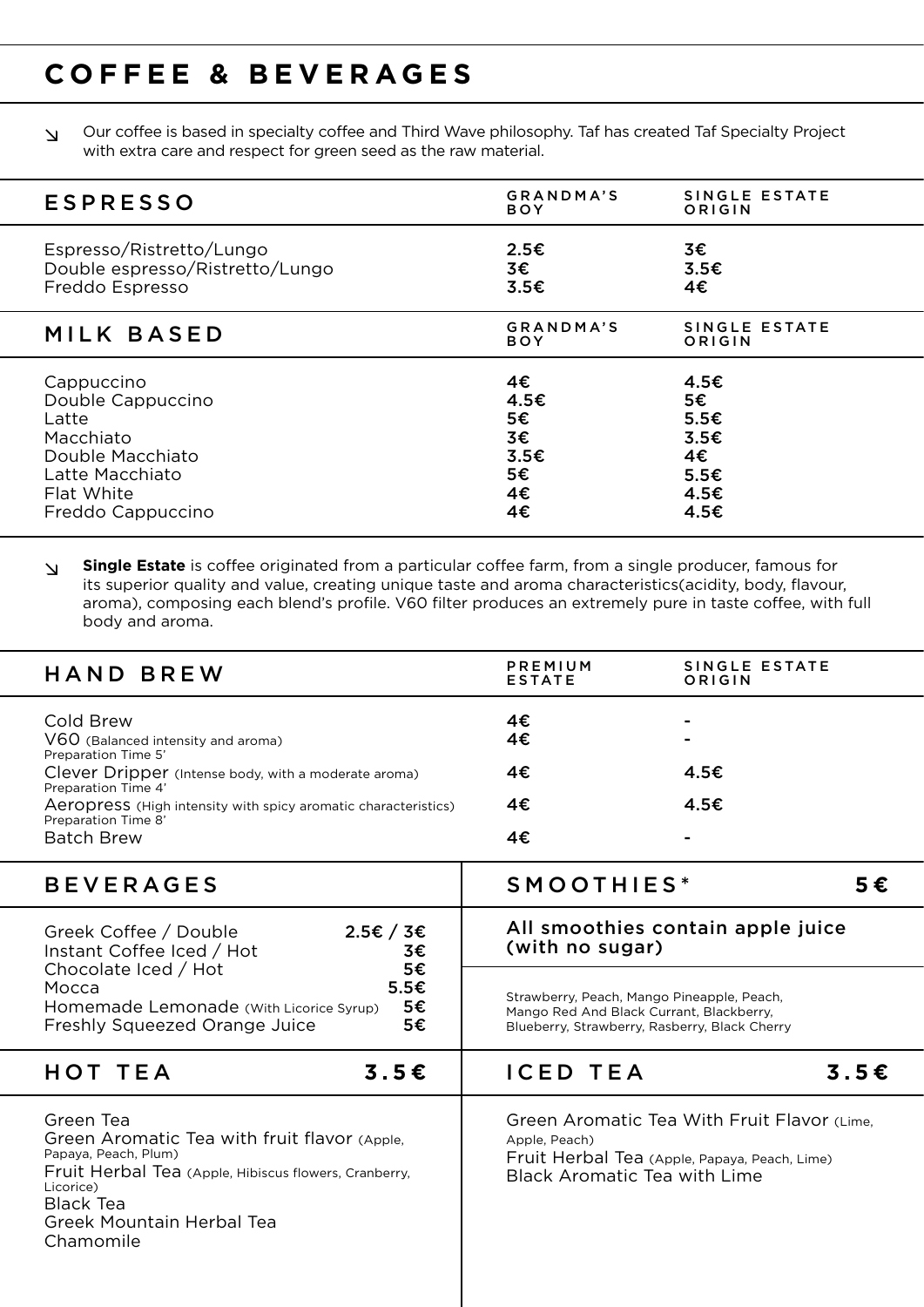# COFFEE & BEVERAGES

↘ Our coffee is based in specialty coffee and Third Wave philosophy. Taf has created Taf Specialty Project with extra care and respect for green seed as the raw material.

| ESPRESSO | GRANDMA'S BOY | SINGLE ESTATE ORIGIN |
|---|---|---|
| Espresso/Ristretto/Lungo | 2.5€ | 3€ |
| Double espresso/Ristretto/Lungo | 3€ | 3.5€ |
| Freddo Espresso | 3.5€ | 4€ |

| MILK BASED | GRANDMA'S BOY | SINGLE ESTATE ORIGIN |
|---|---|---|
| Cappuccino | 4€ | 4.5€ |
| Double Cappuccino | 4.5€ | 5€ |
| Latte | 5€ | 5.5€ |
| Macchiato | 3€ | 3.5€ |
| Double Macchiato | 3.5€ | 4€ |
| Latte Macchiato | 5€ | 5.5€ |
| Flat White | 4€ | 4.5€ |
| Freddo Cappuccino | 4€ | 4.5€ |

↘ **Single Estate** is coffee originated from a particular coffee farm, from a single producer, famous for its superior quality and value, creating unique taste and aroma characteristics(acidity, body, flavour, aroma), composing each blend's profile. V60 filter produces an extremely pure in taste coffee, with full body and aroma.

| HAND BREW | PREMIUM ESTATE | SINGLE ESTATE ORIGIN |
|---|---|---|
| Cold Brew | 4€ | - |
| V60 (Balanced intensity and aroma) Preparation Time 5' | 4€ | - |
| Clever Dripper (Intense body, with a moderate aroma) Preparation Time 4' | 4€ | 4.5€ |
| Aeropress (High intensity with spicy aromatic characteristics) Preparation Time 8' | 4€ | 4.5€ |
| Batch Brew | 4€ | - |

## BEVERAGES

| | |
|---|---|
| Greek Coffee / Double | 2.5€ / 3€ |
| Instant Coffee Iced / Hot | 3€ |
| Chocolate Iced / Hot | 5€ |
| Mocca | 5.5€ |
| Homemade Lemonade (With Licorice Syrup) | 5€ |
| Freshly Squeezed Orange Juice | 5€ |

## SMOOTHIES* 5€

All smoothies contain apple juice (with no sugar)

Strawberry, Peach, Mango Pineapple, Peach, Mango Red And Black Currant, Blackberry, Blueberry, Strawberry, Rasberry, Black Cherry

## HOT TEA 3.5€

Green Tea
Green Aromatic Tea with fruit flavor (Apple, Papaya, Peach, Plum)
Fruit Herbal Tea (Apple, Hibiscus flowers, Cranberry, Licorice)
Black Tea
Greek Mountain Herbal Tea
Chamomile

## ICED TEA 3.5€

Green Aromatic Tea With Fruit Flavor (Lime, Apple, Peach)
Fruit Herbal Tea (Apple, Papaya, Peach, Lime)
Black Aromatic Tea with Lime